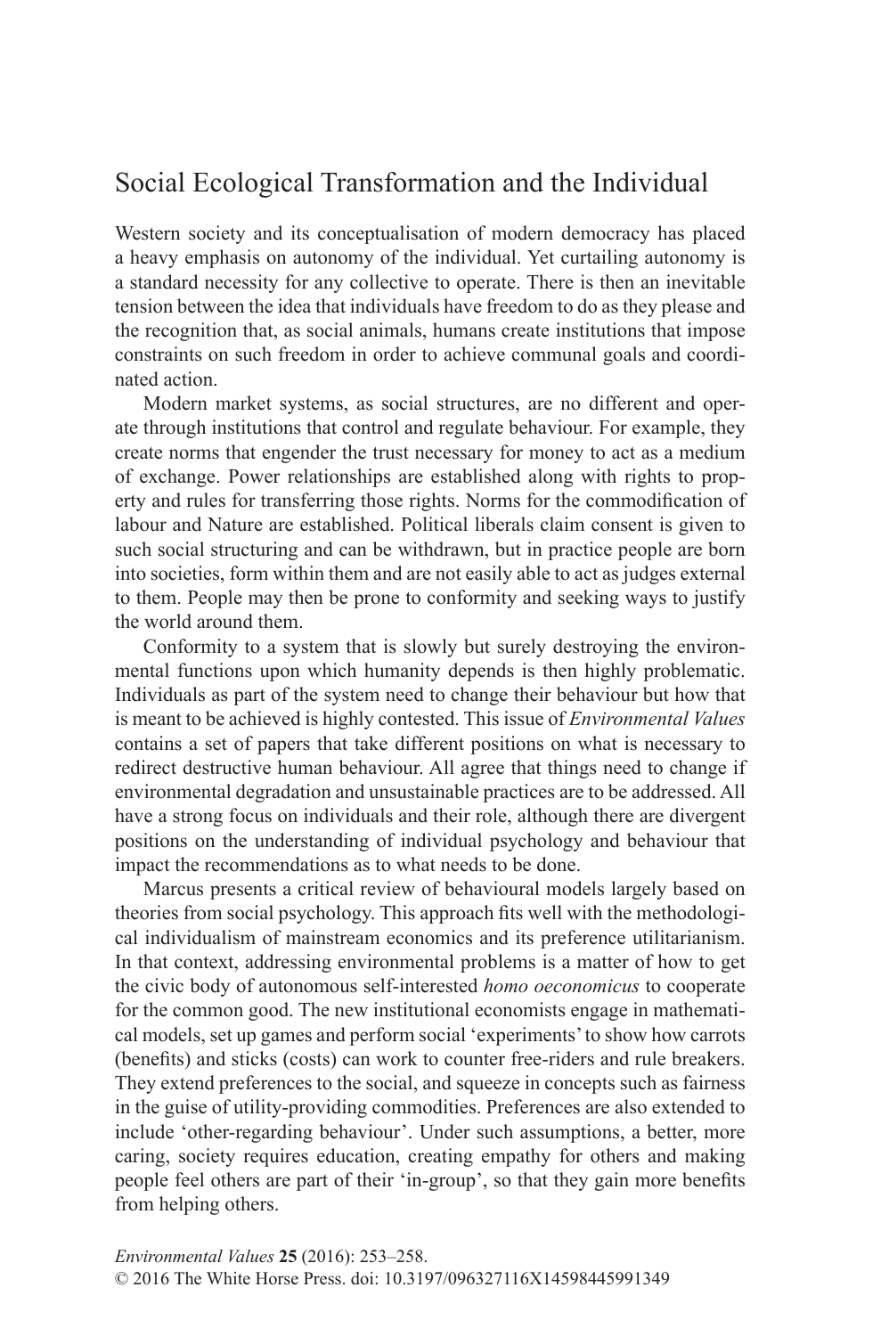# Social Ecological Transformation and the Individual

Western society and its conceptualisation of modern democracy has placed a heavy emphasis on autonomy of the individual. Yet curtailing autonomy is a standard necessity for any collective to operate. There is then an inevitable tension between the idea that individuals have freedom to do as they please and the recognition that, as social animals, humans create institutions that impose constraints on such freedom in order to achieve communal goals and coordinated action.

Modern market systems, as social structures, are no different and operate through institutions that control and regulate behaviour. For example, they create norms that engender the trust necessary for money to act as a medium of exchange. Power relationships are established along with rights to property and rules for transferring those rights. Norms for the commodification of labour and Nature are established. Political liberals claim consent is given to such social structuring and can be withdrawn, but in practice people are born into societies, form within them and are not easily able to act as judges external to them. People may then be prone to conformity and seeking ways to justify the world around them.

Conformity to a system that is slowly but surely destroying the environmental functions upon which humanity depends is then highly problematic. Individuals as part of the system need to change their behaviour but how that is meant to be achieved is highly contested. This issue of *Environmental Values* contains a set of papers that take different positions on what is necessary to redirect destructive human behaviour. All agree that things need to change if environmental degradation and unsustainable practices are to be addressed. All have a strong focus on individuals and their role, although there are divergent positions on the understanding of individual psychology and behaviour that impact the recommendations as to what needs to be done.

Marcus presents a critical review of behavioural models largely based on theories from social psychology. This approach fits well with the methodological individualism of mainstream economics and its preference utilitarianism. In that context, addressing environmental problems is a matter of how to get the civic body of autonomous self-interested *homo oeconomicus* to cooperate for the common good. The new institutional economists engage in mathematical models, set up games and perform social 'experiments' to show how carrots (benefits) and sticks (costs) can work to counter free-riders and rule breakers. They extend preferences to the social, and squeeze in concepts such as fairness in the guise of utility-providing commodities. Preferences are also extended to include 'other-regarding behaviour'. Under such assumptions, a better, more caring, society requires education, creating empathy for others and making people feel others are part of their 'in-group', so that they gain more benefits from helping others.

*Environmental Values* **25** (2016): 253–258.
© 2016 The White Horse Press. doi: 10.3197/096327116X14598445991349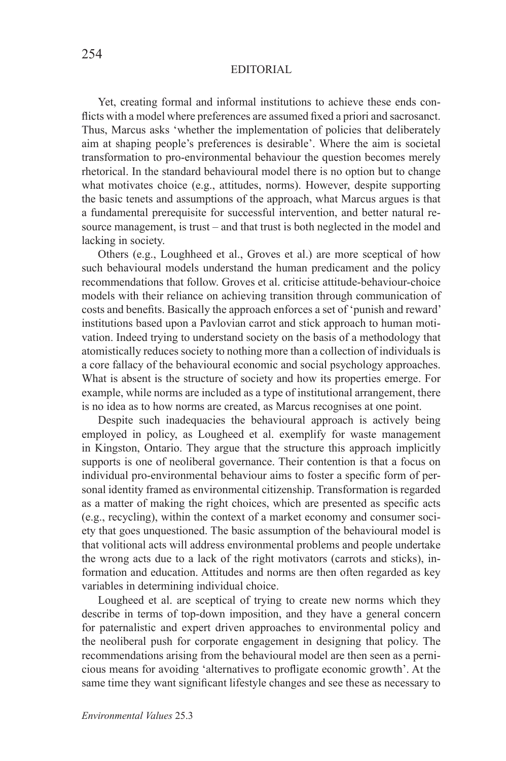Yet, creating formal and informal institutions to achieve these ends conflicts with a model where preferences are assumed fixed a priori and sacrosanct. Thus, Marcus asks 'whether the implementation of policies that deliberately aim at shaping people's preferences is desirable'. Where the aim is societal transformation to pro-environmental behaviour the question becomes merely rhetorical. In the standard behavioural model there is no option but to change what motivates choice (e.g., attitudes, norms). However, despite supporting the basic tenets and assumptions of the approach, what Marcus argues is that a fundamental prerequisite for successful intervention, and better natural resource management, is trust – and that trust is both neglected in the model and lacking in society.

Others (e.g., Loughheed et al., Groves et al.) are more sceptical of how such behavioural models understand the human predicament and the policy recommendations that follow. Groves et al. criticise attitude-behaviour-choice models with their reliance on achieving transition through communication of costs and benefits. Basically the approach enforces a set of 'punish and reward' institutions based upon a Pavlovian carrot and stick approach to human motivation. Indeed trying to understand society on the basis of a methodology that atomistically reduces society to nothing more than a collection of individuals is a core fallacy of the behavioural economic and social psychology approaches. What is absent is the structure of society and how its properties emerge. For example, while norms are included as a type of institutional arrangement, there is no idea as to how norms are created, as Marcus recognises at one point.

Despite such inadequacies the behavioural approach is actively being employed in policy, as Lougheed et al. exemplify for waste management in Kingston, Ontario. They argue that the structure this approach implicitly supports is one of neoliberal governance. Their contention is that a focus on individual pro-environmental behaviour aims to foster a specific form of personal identity framed as environmental citizenship. Transformation is regarded as a matter of making the right choices, which are presented as specific acts (e.g., recycling), within the context of a market economy and consumer society that goes unquestioned. The basic assumption of the behavioural model is that volitional acts will address environmental problems and people undertake the wrong acts due to a lack of the right motivators (carrots and sticks), information and education. Attitudes and norms are then often regarded as key variables in determining individual choice.

Lougheed et al. are sceptical of trying to create new norms which they describe in terms of top-down imposition, and they have a general concern for paternalistic and expert driven approaches to environmental policy and the neoliberal push for corporate engagement in designing that policy. The recommendations arising from the behavioural model are then seen as a pernicious means for avoiding 'alternatives to profligate economic growth'. At the same time they want significant lifestyle changes and see these as necessary to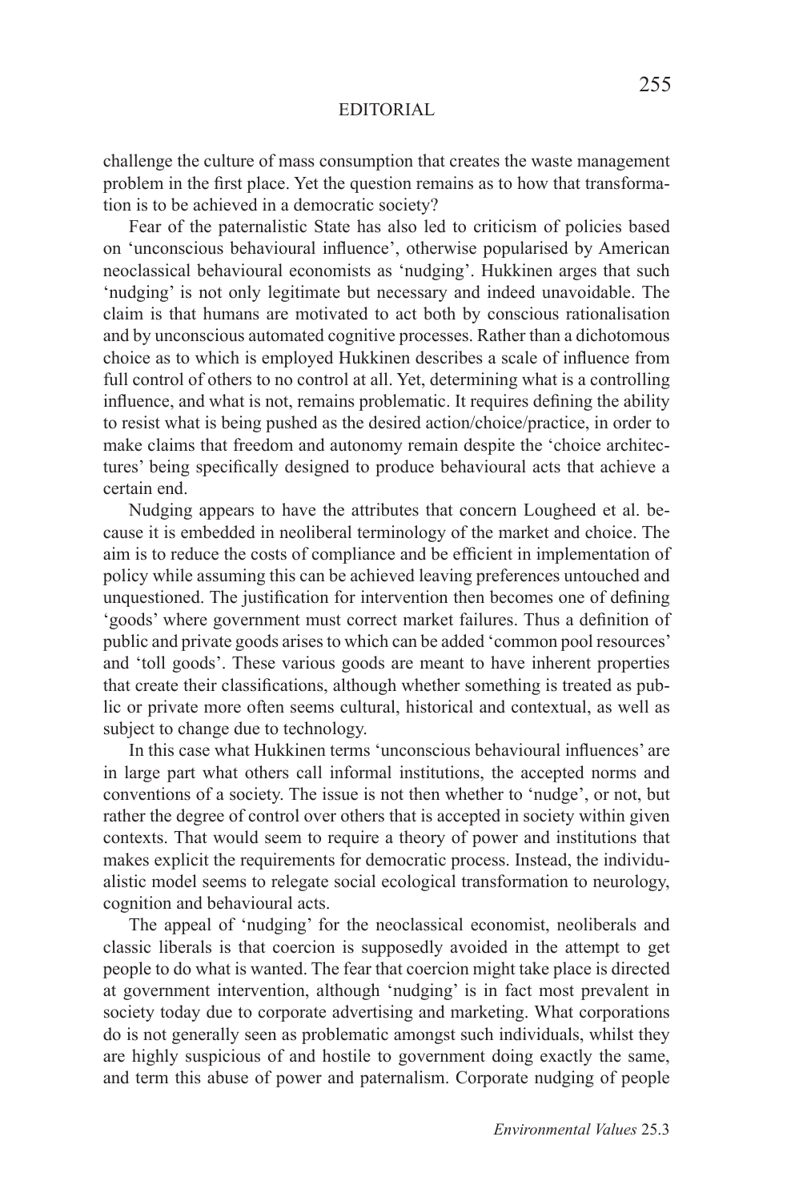challenge the culture of mass consumption that creates the waste management problem in the first place. Yet the question remains as to how that transformation is to be achieved in a democratic society?

Fear of the paternalistic State has also led to criticism of policies based on 'unconscious behavioural influence', otherwise popularised by American neoclassical behavioural economists as 'nudging'. Hukkinen arges that such 'nudging' is not only legitimate but necessary and indeed unavoidable. The claim is that humans are motivated to act both by conscious rationalisation and by unconscious automated cognitive processes. Rather than a dichotomous choice as to which is employed Hukkinen describes a scale of influence from full control of others to no control at all. Yet, determining what is a controlling influence, and what is not, remains problematic. It requires defining the ability to resist what is being pushed as the desired action/choice/practice, in order to make claims that freedom and autonomy remain despite the 'choice architectures' being specifically designed to produce behavioural acts that achieve a certain end.

Nudging appears to have the attributes that concern Lougheed et al. because it is embedded in neoliberal terminology of the market and choice. The aim is to reduce the costs of compliance and be efficient in implementation of policy while assuming this can be achieved leaving preferences untouched and unquestioned. The justification for intervention then becomes one of defining 'goods' where government must correct market failures. Thus a definition of public and private goods arises to which can be added 'common pool resources' and 'toll goods'. These various goods are meant to have inherent properties that create their classifications, although whether something is treated as public or private more often seems cultural, historical and contextual, as well as subject to change due to technology.

In this case what Hukkinen terms 'unconscious behavioural influences' are in large part what others call informal institutions, the accepted norms and conventions of a society. The issue is not then whether to 'nudge', or not, but rather the degree of control over others that is accepted in society within given contexts. That would seem to require a theory of power and institutions that makes explicit the requirements for democratic process. Instead, the individualistic model seems to relegate social ecological transformation to neurology, cognition and behavioural acts.

The appeal of 'nudging' for the neoclassical economist, neoliberals and classic liberals is that coercion is supposedly avoided in the attempt to get people to do what is wanted. The fear that coercion might take place is directed at government intervention, although 'nudging' is in fact most prevalent in society today due to corporate advertising and marketing. What corporations do is not generally seen as problematic amongst such individuals, whilst they are highly suspicious of and hostile to government doing exactly the same, and term this abuse of power and paternalism. Corporate nudging of people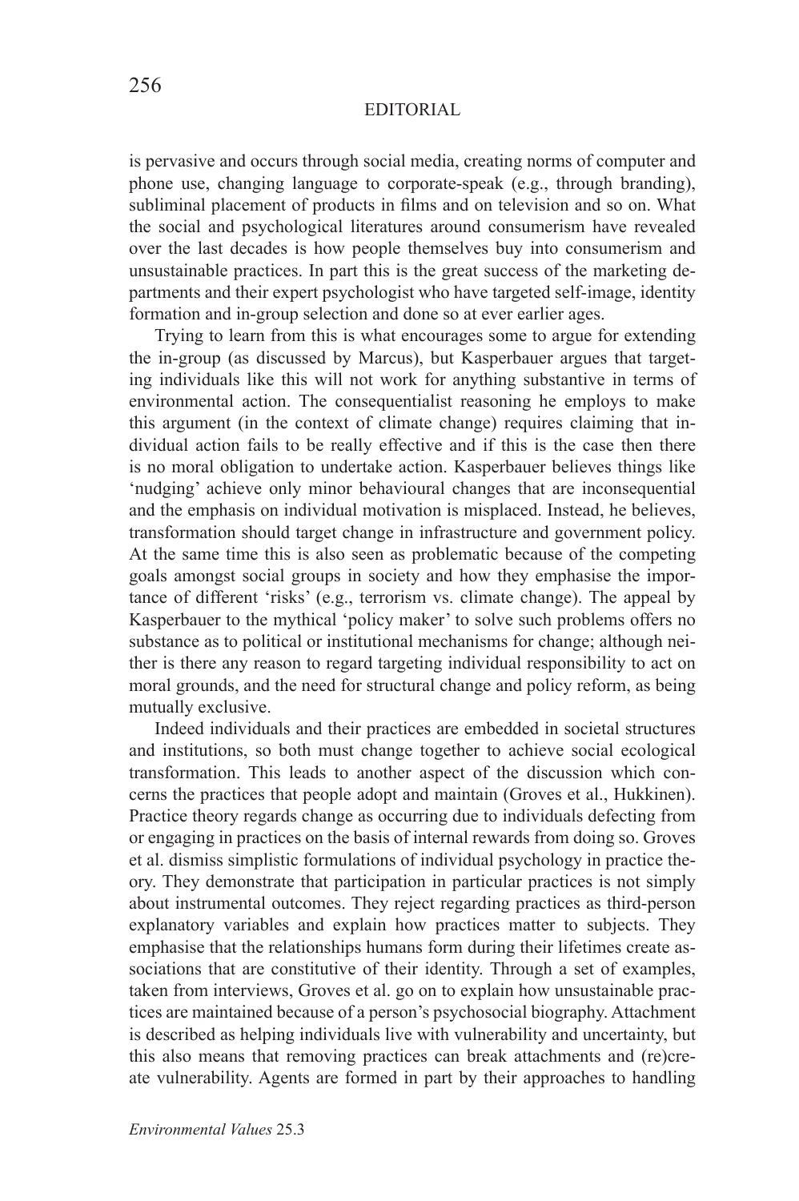is pervasive and occurs through social media, creating norms of computer and phone use, changing language to corporate-speak (e.g., through branding), subliminal placement of products in films and on television and so on. What the social and psychological literatures around consumerism have revealed over the last decades is how people themselves buy into consumerism and unsustainable practices. In part this is the great success of the marketing departments and their expert psychologist who have targeted self-image, identity formation and in-group selection and done so at ever earlier ages.

Trying to learn from this is what encourages some to argue for extending the in-group (as discussed by Marcus), but Kasperbauer argues that targeting individuals like this will not work for anything substantive in terms of environmental action. The consequentialist reasoning he employs to make this argument (in the context of climate change) requires claiming that individual action fails to be really effective and if this is the case then there is no moral obligation to undertake action. Kasperbauer believes things like 'nudging' achieve only minor behavioural changes that are inconsequential and the emphasis on individual motivation is misplaced. Instead, he believes, transformation should target change in infrastructure and government policy. At the same time this is also seen as problematic because of the competing goals amongst social groups in society and how they emphasise the importance of different 'risks' (e.g., terrorism vs. climate change). The appeal by Kasperbauer to the mythical 'policy maker' to solve such problems offers no substance as to political or institutional mechanisms for change; although neither is there any reason to regard targeting individual responsibility to act on moral grounds, and the need for structural change and policy reform, as being mutually exclusive.

Indeed individuals and their practices are embedded in societal structures and institutions, so both must change together to achieve social ecological transformation. This leads to another aspect of the discussion which concerns the practices that people adopt and maintain (Groves et al., Hukkinen). Practice theory regards change as occurring due to individuals defecting from or engaging in practices on the basis of internal rewards from doing so. Groves et al. dismiss simplistic formulations of individual psychology in practice theory. They demonstrate that participation in particular practices is not simply about instrumental outcomes. They reject regarding practices as third-person explanatory variables and explain how practices matter to subjects. They emphasise that the relationships humans form during their lifetimes create associations that are constitutive of their identity. Through a set of examples, taken from interviews, Groves et al. go on to explain how unsustainable practices are maintained because of a person's psychosocial biography. Attachment is described as helping individuals live with vulnerability and uncertainty, but this also means that removing practices can break attachments and (re)create vulnerability. Agents are formed in part by their approaches to handling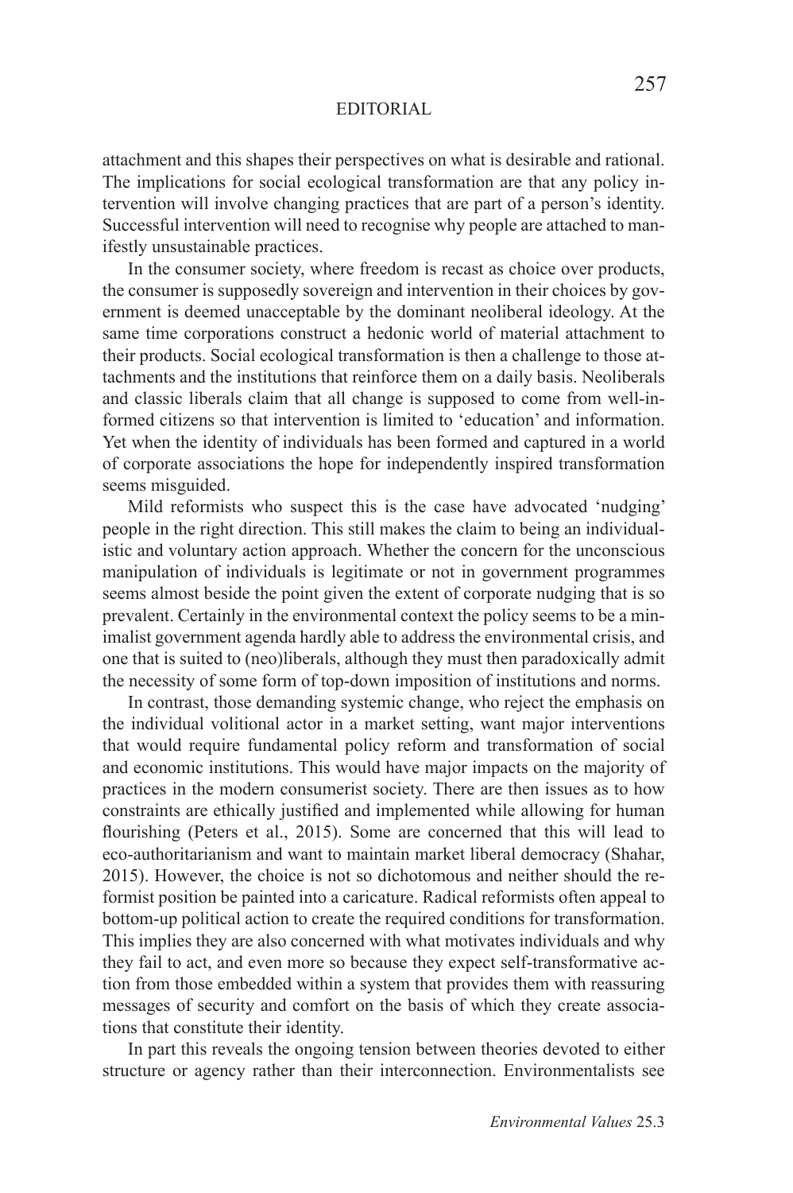attachment and this shapes their perspectives on what is desirable and rational. The implications for social ecological transformation are that any policy intervention will involve changing practices that are part of a person's identity. Successful intervention will need to recognise why people are attached to manifestly unsustainable practices.

In the consumer society, where freedom is recast as choice over products, the consumer is supposedly sovereign and intervention in their choices by government is deemed unacceptable by the dominant neoliberal ideology. At the same time corporations construct a hedonic world of material attachment to their products. Social ecological transformation is then a challenge to those attachments and the institutions that reinforce them on a daily basis. Neoliberals and classic liberals claim that all change is supposed to come from well-informed citizens so that intervention is limited to 'education' and information. Yet when the identity of individuals has been formed and captured in a world of corporate associations the hope for independently inspired transformation seems misguided.

Mild reformists who suspect this is the case have advocated 'nudging' people in the right direction. This still makes the claim to being an individualistic and voluntary action approach. Whether the concern for the unconscious manipulation of individuals is legitimate or not in government programmes seems almost beside the point given the extent of corporate nudging that is so prevalent. Certainly in the environmental context the policy seems to be a minimalist government agenda hardly able to address the environmental crisis, and one that is suited to (neo)liberals, although they must then paradoxically admit the necessity of some form of top-down imposition of institutions and norms.

In contrast, those demanding systemic change, who reject the emphasis on the individual volitional actor in a market setting, want major interventions that would require fundamental policy reform and transformation of social and economic institutions. This would have major impacts on the majority of practices in the modern consumerist society. There are then issues as to how constraints are ethically justified and implemented while allowing for human flourishing (Peters et al., 2015). Some are concerned that this will lead to eco-authoritarianism and want to maintain market liberal democracy (Shahar, 2015). However, the choice is not so dichotomous and neither should the reformist position be painted into a caricature. Radical reformists often appeal to bottom-up political action to create the required conditions for transformation. This implies they are also concerned with what motivates individuals and why they fail to act, and even more so because they expect self-transformative action from those embedded within a system that provides them with reassuring messages of security and comfort on the basis of which they create associations that constitute their identity.

In part this reveals the ongoing tension between theories devoted to either structure or agency rather than their interconnection. Environmentalists see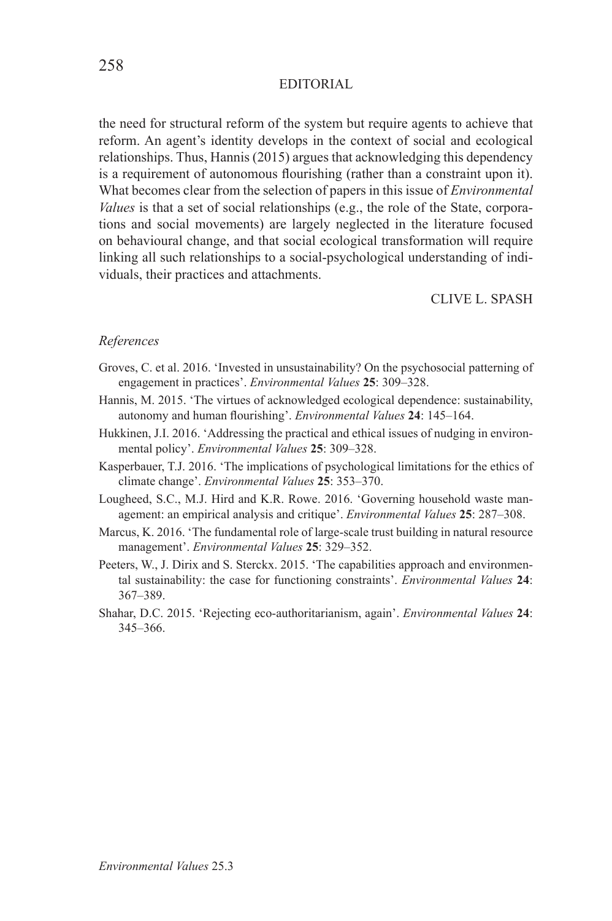the need for structural reform of the system but require agents to achieve that reform. An agent's identity develops in the context of social and ecological relationships. Thus, Hannis (2015) argues that acknowledging this dependency is a requirement of autonomous flourishing (rather than a constraint upon it). What becomes clear from the selection of papers in this issue of *Environmental Values* is that a set of social relationships (e.g., the role of the State, corporations and social movements) are largely neglected in the literature focused on behavioural change, and that social ecological transformation will require linking all such relationships to a social-psychological understanding of individuals, their practices and attachments.

CLIVE L. SPASH

## *References*

Groves, C. et al. 2016. 'Invested in unsustainability? On the psychosocial patterning of engagement in practices'. *Environmental Values* **25**: 309–328.

Hannis, M. 2015. 'The virtues of acknowledged ecological dependence: sustainability, autonomy and human flourishing'. *Environmental Values* **24**: 145–164.

Hukkinen, J.I. 2016. 'Addressing the practical and ethical issues of nudging in environmental policy'. *Environmental Values* **25**: 309–328.

Kasperbauer, T.J. 2016. 'The implications of psychological limitations for the ethics of climate change'. *Environmental Values* **25**: 353–370.

Lougheed, S.C., M.J. Hird and K.R. Rowe. 2016. 'Governing household waste management: an empirical analysis and critique'. *Environmental Values* **25**: 287–308.

Marcus, K. 2016. 'The fundamental role of large-scale trust building in natural resource management'. *Environmental Values* **25**: 329–352.

Peeters, W., J. Dirix and S. Sterckx. 2015. 'The capabilities approach and environmental sustainability: the case for functioning constraints'. *Environmental Values* **24**: 367–389.

Shahar, D.C. 2015. 'Rejecting eco-authoritarianism, again'. *Environmental Values* **24**: 345–366.